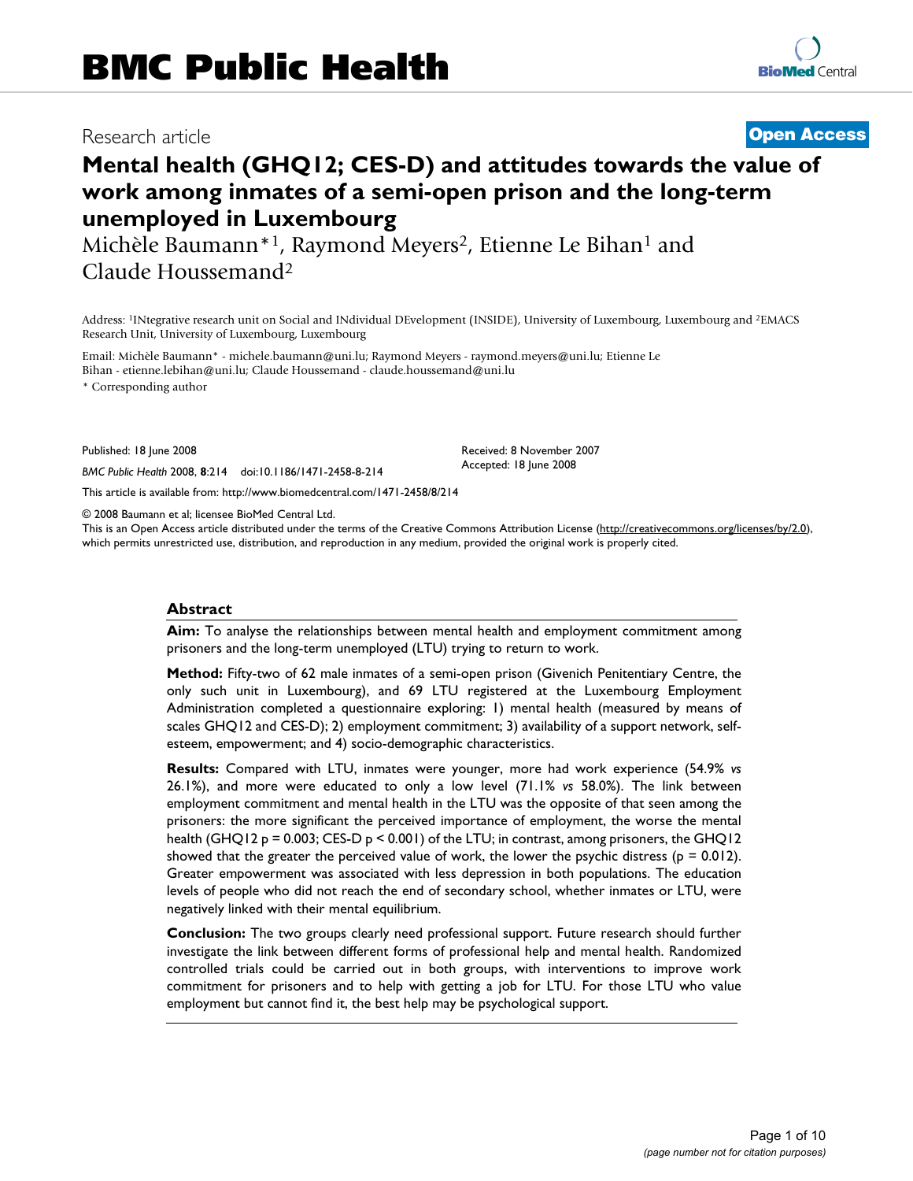Research article

**Open Access**

# Mental health (GHQ12; CES-D) and attitudes towards the value of work among inmates of a semi-open prison and the long-term unemployed in Luxembourg

Michèle Baumann*[1], Raymond Meyers[2], Etienne Le Bihan[1] and Claude Houssemand[2]

Address: [1]INtegrative research unit on Social and INdividual DEvelopment (INSIDE), University of Luxembourg, Luxembourg and [2]EMACS Research Unit, University of Luxembourg, Luxembourg

Email: Michèle Baumann* - michele.baumann@uni.lu; Raymond Meyers - raymond.meyers@uni.lu; Etienne Le Bihan - etienne.lebihan@uni.lu; Claude Houssemand - claude.houssemand@uni.lu

* Corresponding author

Published: 18 June 2008

*BMC Public Health* 2008, **8**:214 doi:10.1186/1471-2458-8-214

Received: 8 November 2007
Accepted: 18 June 2008

This article is available from: http://www.biomedcentral.com/1471-2458/8/214

© 2008 Baumann et al; licensee BioMed Central Ltd.
This is an Open Access article distributed under the terms of the Creative Commons Attribution License (http://creativecommons.org/licenses/by/2.0), which permits unrestricted use, distribution, and reproduction in any medium, provided the original work is properly cited.

## Abstract

**Aim:** To analyse the relationships between mental health and employment commitment among prisoners and the long-term unemployed (LTU) trying to return to work.

**Method:** Fifty-two of 62 male inmates of a semi-open prison (Givenich Penitentiary Centre, the only such unit in Luxembourg), and 69 LTU registered at the Luxembourg Employment Administration completed a questionnaire exploring: 1) mental health (measured by means of scales GHQ12 and CES-D); 2) employment commitment; 3) availability of a support network, self-esteem, empowerment; and 4) socio-demographic characteristics.

**Results:** Compared with LTU, inmates were younger, more had work experience (54.9% *vs* 26.1%), and more were educated to only a low level (71.1% *vs* 58.0%). The link between employment commitment and mental health in the LTU was the opposite of that seen among the prisoners: the more significant the perceived importance of employment, the worse the mental health (GHQ12 $p = 0.003$; CES-D $p < 0.001$) of the LTU; in contrast, among prisoners, the GHQ12 showed that the greater the perceived value of work, the lower the psychic distress ($p = 0.012$). Greater empowerment was associated with less depression in both populations. The education levels of people who did not reach the end of secondary school, whether inmates or LTU, were negatively linked with their mental equilibrium.

**Conclusion:** The two groups clearly need professional support. Future research should further investigate the link between different forms of professional help and mental health. Randomized controlled trials could be carried out in both groups, with interventions to improve work commitment for prisoners and to help with getting a job for LTU. For those LTU who value employment but cannot find it, the best help may be psychological support.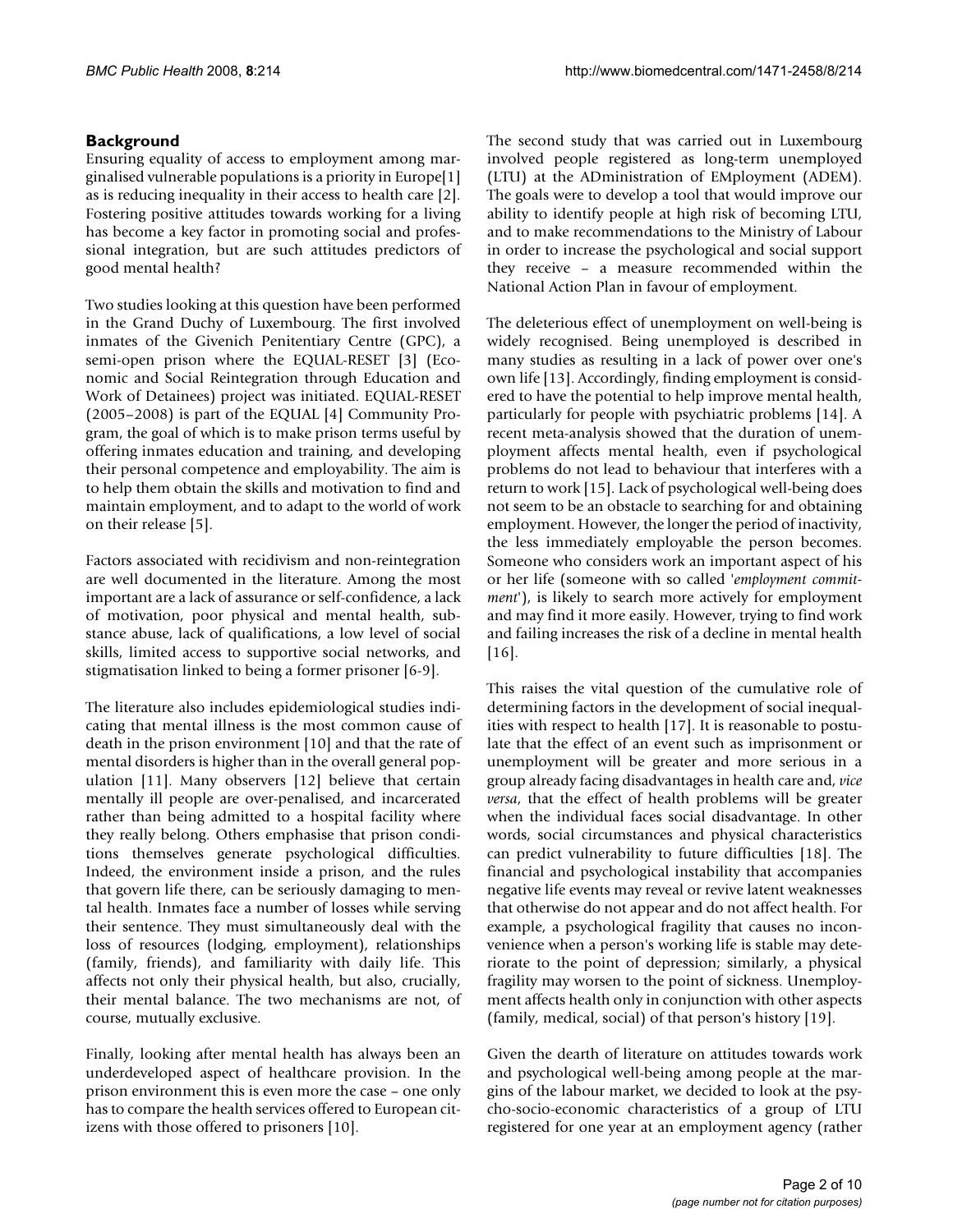## Background

Ensuring equality of access to employment among marginalised vulnerable populations is a priority in Europe[1] as is reducing inequality in their access to health care [2]. Fostering positive attitudes towards working for a living has become a key factor in promoting social and professional integration, but are such attitudes predictors of good mental health?

Two studies looking at this question have been performed in the Grand Duchy of Luxembourg. The first involved inmates of the Givenich Penitentiary Centre (GPC), a semi-open prison where the EQUAL-RESET [3] (Economic and Social Reintegration through Education and Work of Detainees) project was initiated. EQUAL-RESET (2005–2008) is part of the EQUAL [4] Community Program, the goal of which is to make prison terms useful by offering inmates education and training, and developing their personal competence and employability. The aim is to help them obtain the skills and motivation to find and maintain employment, and to adapt to the world of work on their release [5].

Factors associated with recidivism and non-reintegration are well documented in the literature. Among the most important are a lack of assurance or self-confidence, a lack of motivation, poor physical and mental health, substance abuse, lack of qualifications, a low level of social skills, limited access to supportive social networks, and stigmatisation linked to being a former prisoner [6-9].

The literature also includes epidemiological studies indicating that mental illness is the most common cause of death in the prison environment [10] and that the rate of mental disorders is higher than in the overall general population [11]. Many observers [12] believe that certain mentally ill people are over-penalised, and incarcerated rather than being admitted to a hospital facility where they really belong. Others emphasise that prison conditions themselves generate psychological difficulties. Indeed, the environment inside a prison, and the rules that govern life there, can be seriously damaging to mental health. Inmates face a number of losses while serving their sentence. They must simultaneously deal with the loss of resources (lodging, employment), relationships (family, friends), and familiarity with daily life. This affects not only their physical health, but also, crucially, their mental balance. The two mechanisms are not, of course, mutually exclusive.

Finally, looking after mental health has always been an underdeveloped aspect of healthcare provision. In the prison environment this is even more the case – one only has to compare the health services offered to European citizens with those offered to prisoners [10].

The second study that was carried out in Luxembourg involved people registered as long-term unemployed (LTU) at the ADministration of EMployment (ADEM). The goals were to develop a tool that would improve our ability to identify people at high risk of becoming LTU, and to make recommendations to the Ministry of Labour in order to increase the psychological and social support they receive – a measure recommended within the National Action Plan in favour of employment.

The deleterious effect of unemployment on well-being is widely recognised. Being unemployed is described in many studies as resulting in a lack of power over one's own life [13]. Accordingly, finding employment is considered to have the potential to help improve mental health, particularly for people with psychiatric problems [14]. A recent meta-analysis showed that the duration of unemployment affects mental health, even if psychological problems do not lead to behaviour that interferes with a return to work [15]. Lack of psychological well-being does not seem to be an obstacle to searching for and obtaining employment. However, the longer the period of inactivity, the less immediately employable the person becomes. Someone who considers work an important aspect of his or her life (someone with so called '*employment commitment*'), is likely to search more actively for employment and may find it more easily. However, trying to find work and failing increases the risk of a decline in mental health [16].

This raises the vital question of the cumulative role of determining factors in the development of social inequalities with respect to health [17]. It is reasonable to postulate that the effect of an event such as imprisonment or unemployment will be greater and more serious in a group already facing disadvantages in health care and, *vice versa*, that the effect of health problems will be greater when the individual faces social disadvantage. In other words, social circumstances and physical characteristics can predict vulnerability to future difficulties [18]. The financial and psychological instability that accompanies negative life events may reveal or revive latent weaknesses that otherwise do not appear and do not affect health. For example, a psychological fragility that causes no inconvenience when a person's working life is stable may deteriorate to the point of depression; similarly, a physical fragility may worsen to the point of sickness. Unemployment affects health only in conjunction with other aspects (family, medical, social) of that person's history [19].

Given the dearth of literature on attitudes towards work and psychological well-being among people at the margins of the labour market, we decided to look at the psycho-socio-economic characteristics of a group of LTU registered for one year at an employment agency (rather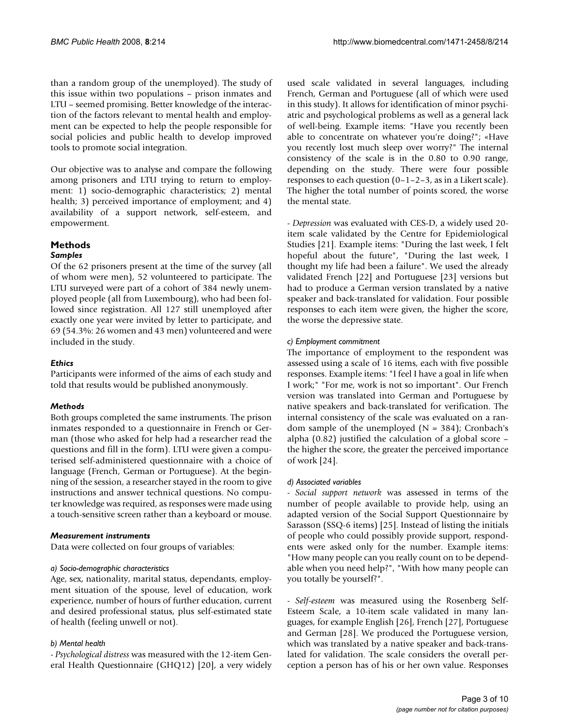than a random group of the unemployed). The study of this issue within two populations – prison inmates and LTU – seemed promising. Better knowledge of the interaction of the factors relevant to mental health and employment can be expected to help the people responsible for social policies and public health to develop improved tools to promote social integration.

Our objective was to analyse and compare the following among prisoners and LTU trying to return to employment: 1) socio-demographic characteristics; 2) mental health; 3) perceived importance of employment; and 4) availability of a support network, self-esteem, and empowerment.

## Methods

### *Samples*

Of the 62 prisoners present at the time of the survey (all of whom were men), 52 volunteered to participate. The LTU surveyed were part of a cohort of 384 newly unemployed people (all from Luxembourg), who had been followed since registration. All 127 still unemployed after exactly one year were invited by letter to participate, and 69 (54.3%: 26 women and 43 men) volunteered and were included in the study.

### *Ethics*

Participants were informed of the aims of each study and told that results would be published anonymously.

### *Methods*

Both groups completed the same instruments. The prison inmates responded to a questionnaire in French or German (those who asked for help had a researcher read the questions and fill in the form). LTU were given a computerised self-administered questionnaire with a choice of language (French, German or Portuguese). At the beginning of the session, a researcher stayed in the room to give instructions and answer technical questions. No computer knowledge was required, as responses were made using a touch-sensitive screen rather than a keyboard or mouse.

### *Measurement instruments*

Data were collected on four groups of variables:

#### *a) Socio-demographic characteristics*

Age, sex, nationality, marital status, dependants, employment situation of the spouse, level of education, work experience, number of hours of further education, current and desired professional status, plus self-estimated state of health (feeling unwell or not).

#### *b) Mental health*

- *Psychological distress* was measured with the 12-item General Health Questionnaire (GHQ12) [20], a very widely used scale validated in several languages, including French, German and Portuguese (all of which were used in this study). It allows for identification of minor psychiatric and psychological problems as well as a general lack of well-being. Example items: "Have you recently been able to concentrate on whatever you're doing?"; «Have you recently lost much sleep over worry?" The internal consistency of the scale is in the 0.80 to 0.90 range, depending on the study. There were four possible responses to each question (0–1–2–3, as in a Likert scale). The higher the total number of points scored, the worse the mental state.

- *Depression* was evaluated with CES-D, a widely used 20-item scale validated by the Centre for Epidemiological Studies [21]. Example items: "During the last week, I felt hopeful about the future", "During the last week, I thought my life had been a failure". We used the already validated French [22] and Portuguese [23] versions but had to produce a German version translated by a native speaker and back-translated for validation. Four possible responses to each item were given, the higher the score, the worse the depressive state.

#### *c) Employment commitment*

The importance of employment to the respondent was assessed using a scale of 16 items, each with five possible responses. Example items: "I feel I have a goal in life when I work;" "For me, work is not so important". Our French version was translated into German and Portuguese by native speakers and back-translated for verification. The internal consistency of the scale was evaluated on a random sample of the unemployed (N = 384); Cronbach's alpha (0.82) justified the calculation of a global score – the higher the score, the greater the perceived importance of work [24].

#### *d) Associated variables*

- *Social support network* was assessed in terms of the number of people available to provide help, using an adapted version of the Social Support Questionnaire by Sarasson (SSQ-6 items) [25]. Instead of listing the initials of people who could possibly provide support, respondents were asked only for the number. Example items: "How many people can you really count on to be dependable when you need help?", "With how many people can you totally be yourself?".

- *Self-esteem* was measured using the Rosenberg Self-Esteem Scale, a 10-item scale validated in many languages, for example English [26], French [27], Portuguese and German [28]. We produced the Portuguese version, which was translated by a native speaker and back-translated for validation. The scale considers the overall perception a person has of his or her own value. Responses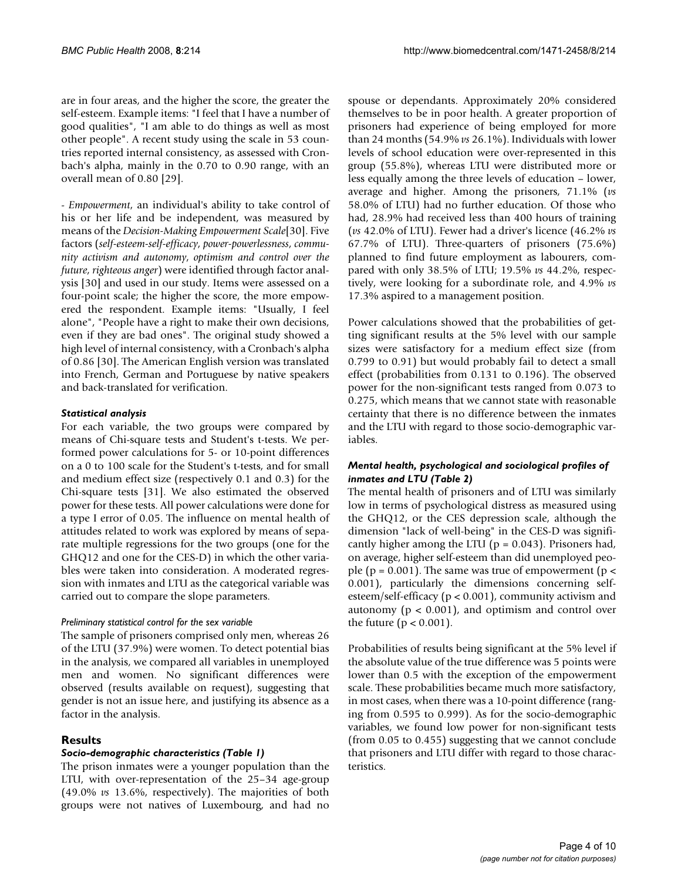are in four areas, and the higher the score, the greater the self-esteem. Example items: "I feel that I have a number of good qualities", "I am able to do things as well as most other people". A recent study using the scale in 53 countries reported internal consistency, as assessed with Cronbach's alpha, mainly in the 0.70 to 0.90 range, with an overall mean of 0.80 [29].

- *Empowerment*, an individual's ability to take control of his or her life and be independent, was measured by means of the *Decision-Making Empowerment Scale*[30]. Five factors (*self-esteem-self-efficacy*, *power-powerlessness*, *community activism and autonomy*, *optimism and control over the future*, *righteous anger*) were identified through factor analysis [30] and used in our study. Items were assessed on a four-point scale; the higher the score, the more empowered the respondent. Example items: "Usually, I feel alone", "People have a right to make their own decisions, even if they are bad ones". The original study showed a high level of internal consistency, with a Cronbach's alpha of 0.86 [30]. The American English version was translated into French, German and Portuguese by native speakers and back-translated for verification.

### *Statistical analysis*

For each variable, the two groups were compared by means of Chi-square tests and Student's t-tests. We performed power calculations for 5- or 10-point differences on a 0 to 100 scale for the Student's t-tests, and for small and medium effect size (respectively 0.1 and 0.3) for the Chi-square tests [31]. We also estimated the observed power for these tests. All power calculations were done for a type I error of 0.05. The influence on mental health of attitudes related to work was explored by means of separate multiple regressions for the two groups (one for the GHQ12 and one for the CES-D) in which the other variables were taken into consideration. A moderated regression with inmates and LTU as the categorical variable was carried out to compare the slope parameters.

#### *Preliminary statistical control for the sex variable*

The sample of prisoners comprised only men, whereas 26 of the LTU (37.9%) were women. To detect potential bias in the analysis, we compared all variables in unemployed men and women. No significant differences were observed (results available on request), suggesting that gender is not an issue here, and justifying its absence as a factor in the analysis.

## Results

### *Socio-demographic characteristics (Table 1)*

The prison inmates were a younger population than the LTU, with over-representation of the 25–34 age-group (49.0% *vs* 13.6%, respectively). The majorities of both groups were not natives of Luxembourg, and had no spouse or dependants. Approximately 20% considered themselves to be in poor health. A greater proportion of prisoners had experience of being employed for more than 24 months (54.9% *vs* 26.1%). Individuals with lower levels of school education were over-represented in this group (55.8%), whereas LTU were distributed more or less equally among the three levels of education – lower, average and higher. Among the prisoners, 71.1% (*vs* 58.0% of LTU) had no further education. Of those who had, 28.9% had received less than 400 hours of training (*vs* 42.0% of LTU). Fewer had a driver's licence (46.2% *vs* 67.7% of LTU). Three-quarters of prisoners (75.6%) planned to find future employment as labourers, compared with only 38.5% of LTU; 19.5% *vs* 44.2%, respectively, were looking for a subordinate role, and 4.9% *vs* 17.3% aspired to a management position.

Power calculations showed that the probabilities of getting significant results at the 5% level with our sample sizes were satisfactory for a medium effect size (from 0.799 to 0.91) but would probably fail to detect a small effect (probabilities from 0.131 to 0.196). The observed power for the non-significant tests ranged from 0.073 to 0.275, which means that we cannot state with reasonable certainty that there is no difference between the inmates and the LTU with regard to those socio-demographic variables.

### *Mental health, psychological and sociological profiles of inmates and LTU (Table 2)*

The mental health of prisoners and of LTU was similarly low in terms of psychological distress as measured using the GHQ12, or the CES depression scale, although the dimension "lack of well-being" in the CES-D was significantly higher among the LTU ($p = 0.043$). Prisoners had, on average, higher self-esteem than did unemployed people ($p = 0.001$). The same was true of empowerment ($p < 0.001$), particularly the dimensions concerning self-esteem/self-efficacy ($p < 0.001$), community activism and autonomy ($p < 0.001$), and optimism and control over the future ($p < 0.001$).

Probabilities of results being significant at the 5% level if the absolute value of the true difference was 5 points were lower than 0.5 with the exception of the empowerment scale. These probabilities became much more satisfactory, in most cases, when there was a 10-point difference (ranging from 0.595 to 0.999). As for the socio-demographic variables, we found low power for non-significant tests (from 0.05 to 0.455) suggesting that we cannot conclude that prisoners and LTU differ with regard to those characteristics.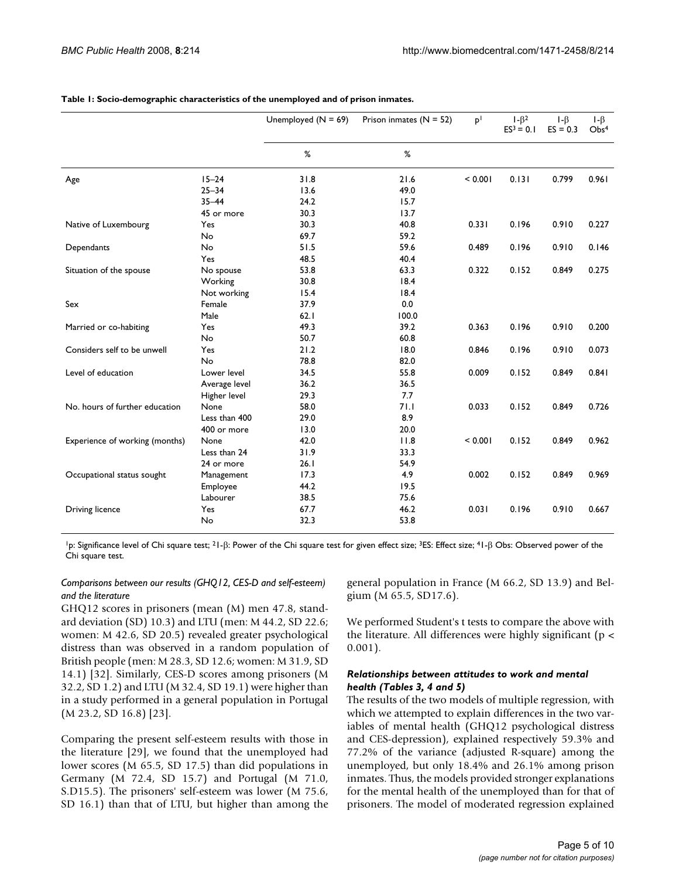**Table 1: Socio-demographic characteristics of the unemployed and of prison inmates.**

| | | Unemployed (N = 69) | Prison inmates (N = 52) | p[1] | $1-\beta^2$ ES[3] = 0.1 | $1-\beta$ ES = 0.3 | $1-\beta$ Obs[4] |
|---|---|---|---|---|---|---|---|
| | | % | % | | | | |
| Age | 15–24 | 31.8 | 21.6 | < 0.001 | 0.131 | 0.799 | 0.961 |
| | 25–34 | 13.6 | 49.0 | | | | |
| | 35–44 | 24.2 | 15.7 | | | | |
| | 45 or more | 30.3 | 13.7 | | | | |
| Native of Luxembourg | Yes | 30.3 | 40.8 | 0.331 | 0.196 | 0.910 | 0.227 |
| | No | 69.7 | 59.2 | | | | |
| Dependants | No | 51.5 | 59.6 | 0.489 | 0.196 | 0.910 | 0.146 |
| | Yes | 48.5 | 40.4 | | | | |
| Situation of the spouse | No spouse | 53.8 | 63.3 | 0.322 | 0.152 | 0.849 | 0.275 |
| | Working | 30.8 | 18.4 | | | | |
| | Not working | 15.4 | 18.4 | | | | |
| Sex | Female | 37.9 | 0.0 | | | | |
| | Male | 62.1 | 100.0 | | | | |
| Married or co-habiting | Yes | 49.3 | 39.2 | 0.363 | 0.196 | 0.910 | 0.200 |
| | No | 50.7 | 60.8 | | | | |
| Considers self to be unwell | Yes | 21.2 | 18.0 | 0.846 | 0.196 | 0.910 | 0.073 |
| | No | 78.8 | 82.0 | | | | |
| Level of education | Lower level | 34.5 | 55.8 | 0.009 | 0.152 | 0.849 | 0.841 |
| | Average level | 36.2 | 36.5 | | | | |
| | Higher level | 29.3 | 7.7 | | | | |
| No. hours of further education | None | 58.0 | 71.1 | 0.033 | 0.152 | 0.849 | 0.726 |
| | Less than 400 | 29.0 | 8.9 | | | | |
| | 400 or more | 13.0 | 20.0 | | | | |
| Experience of working (months) | None | 42.0 | 11.8 | < 0.001 | 0.152 | 0.849 | 0.962 |
| | Less than 24 | 31.9 | 33.3 | | | | |
| | 24 or more | 26.1 | 54.9 | | | | |
| Occupational status sought | Management | 17.3 | 4.9 | 0.002 | 0.152 | 0.849 | 0.969 |
| | Employee | 44.2 | 19.5 | | | | |
| | Labourer | 38.5 | 75.6 | | | | |
| Driving licence | Yes | 67.7 | 46.2 | 0.031 | 0.196 | 0.910 | 0.667 |
| | No | 32.3 | 53.8 | | | | |

[1]p: Significance level of Chi square test; [2]$1-\beta$: Power of the Chi square test for given effect size; [3]ES: Effect size; [4]$1-\beta$ Obs: Observed power of the Chi square test.

### *Comparisons between our results (GHQ12, CES-D and self-esteem) and the literature*

GHQ12 scores in prisoners (mean (M) men 47.8, standard deviation (SD) 10.3) and LTU (men: M 44.2, SD 22.6; women: M 42.6, SD 20.5) revealed greater psychological distress than was observed in a random population of British people (men: M 28.3, SD 12.6; women: M 31.9, SD 14.1) [32]. Similarly, CES-D scores among prisoners (M 32.2, SD 1.2) and LTU (M 32.4, SD 19.1) were higher than in a study performed in a general population in Portugal (M 23.2, SD 16.8) [23].

Comparing the present self-esteem results with those in the literature [29], we found that the unemployed had lower scores (M 65.5, SD 17.5) than did populations in Germany (M 72.4, SD 15.7) and Portugal (M 71.0, S.D15.5). The prisoners' self-esteem was lower (M 75.6, SD 16.1) than that of LTU, but higher than among the general population in France (M 66.2, SD 13.9) and Belgium (M 65.5, SD17.6).

We performed Student's t tests to compare the above with the literature. All differences were highly significant ($p < 0.001$).

### *Relationships between attitudes to work and mental health (Tables 3, 4 and 5)*

The results of the two models of multiple regression, with which we attempted to explain differences in the two variables of mental health (GHQ12 psychological distress and CES-depression), explained respectively 59.3% and 77.2% of the variance (adjusted R-square) among the unemployed, but only 18.4% and 26.1% among prison inmates. Thus, the models provided stronger explanations for the mental health of the unemployed than for that of prisoners. The model of moderated regression explained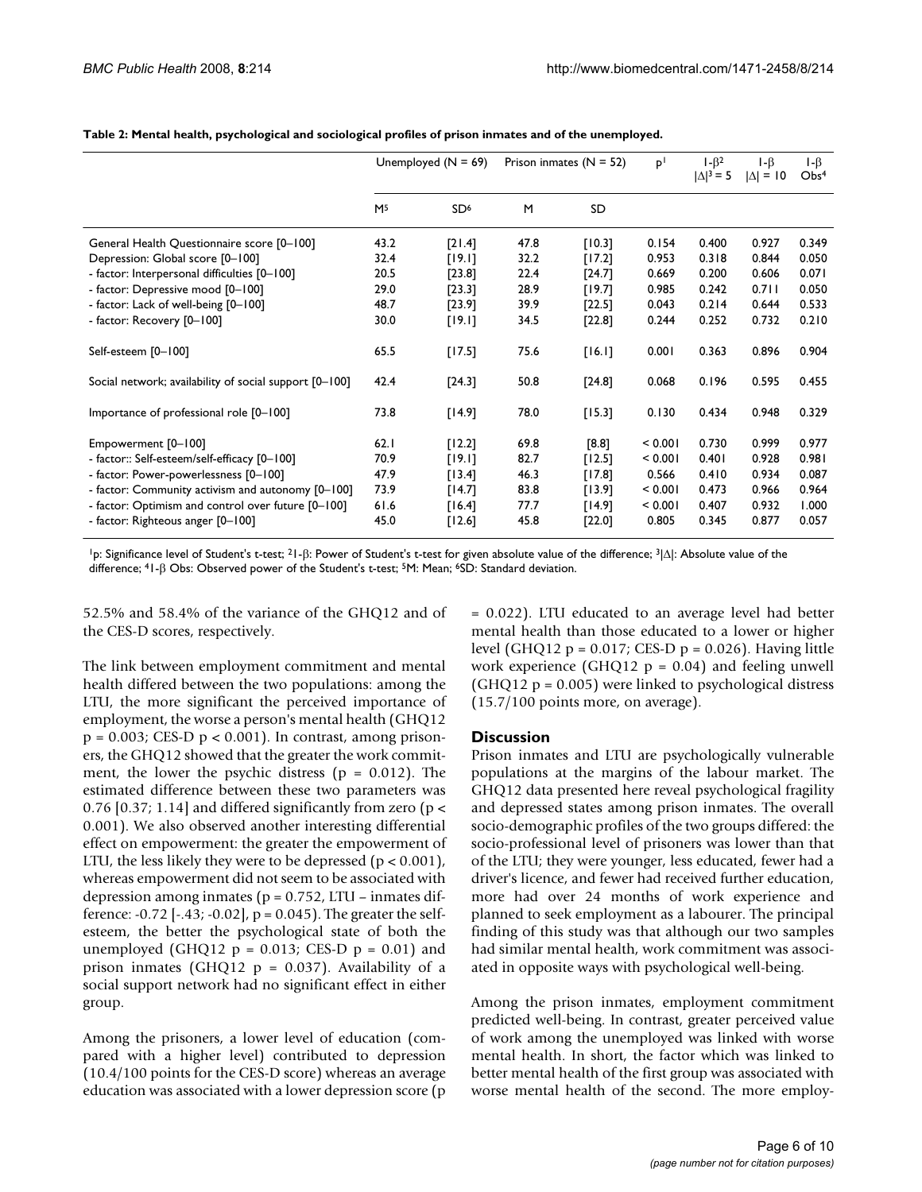**Table 2: Mental health, psychological and sociological profiles of prison inmates and of the unemployed.**

| | Unemployed (N = 69) | | Prison inmates (N = 52) | | p[1] | 1-β[2] \|Δ\|[3] = 5 | 1-β \|Δ\| = 10 | 1-β Obs[4] |
|---|---|---|---|---|---|---|---|---|
| | M[5] | SD[6] | M | SD | | | | |
| General Health Questionnaire score [0–100] | 43.2 | [21.4] | 47.8 | [10.3] | 0.154 | 0.400 | 0.927 | 0.349 |
| Depression: Global score [0–100] | 32.4 | [19.1] | 32.2 | [17.2] | 0.953 | 0.318 | 0.844 | 0.050 |
| - factor: Interpersonal difficulties [0–100] | 20.5 | [23.8] | 22.4 | [24.7] | 0.669 | 0.200 | 0.606 | 0.071 |
| - factor: Depressive mood [0–100] | 29.0 | [23.3] | 28.9 | [19.7] | 0.985 | 0.242 | 0.711 | 0.050 |
| - factor: Lack of well-being [0–100] | 48.7 | [23.9] | 39.9 | [22.5] | 0.043 | 0.214 | 0.644 | 0.533 |
| - factor: Recovery [0–100] | 30.0 | [19.1] | 34.5 | [22.8] | 0.244 | 0.252 | 0.732 | 0.210 |
| Self-esteem [0–100] | 65.5 | [17.5] | 75.6 | [16.1] | 0.001 | 0.363 | 0.896 | 0.904 |
| Social network; availability of social support [0–100] | 42.4 | [24.3] | 50.8 | [24.8] | 0.068 | 0.196 | 0.595 | 0.455 |
| Importance of professional role [0–100] | 73.8 | [14.9] | 78.0 | [15.3] | 0.130 | 0.434 | 0.948 | 0.329 |
| Empowerment [0–100] | 62.1 | [12.2] | 69.8 | [8.8] | < 0.001 | 0.730 | 0.999 | 0.977 |
| - factor:: Self-esteem/self-efficacy [0–100] | 70.9 | [19.1] | 82.7 | [12.5] | < 0.001 | 0.401 | 0.928 | 0.981 |
| - factor: Power-powerlessness [0–100] | 47.9 | [13.4] | 46.3 | [17.8] | 0.566 | 0.410 | 0.934 | 0.087 |
| - factor: Community activism and autonomy [0–100] | 73.9 | [14.7] | 83.8 | [13.9] | < 0.001 | 0.473 | 0.966 | 0.964 |
| - factor: Optimism and control over future [0–100] | 61.6 | [16.4] | 77.7 | [14.9] | < 0.001 | 0.407 | 0.932 | 1.000 |
| - factor: Righteous anger [0–100] | 45.0 | [12.6] | 45.8 | [22.0] | 0.805 | 0.345 | 0.877 | 0.057 |

[1]p: Significance level of Student's t-test; [2]1-β: Power of Student's t-test for given absolute value of the difference; [3]|Δ|: Absolute value of the difference; [4]1-β Obs: Observed power of the Student's t-test; [5]M: Mean; [6]SD: Standard deviation.

52.5% and 58.4% of the variance of the GHQ12 and of the CES-D scores, respectively.

The link between employment commitment and mental health differed between the two populations: among the LTU, the more significant the perceived importance of employment, the worse a person's mental health (GHQ12 $p = 0.003$; CES-D $p < 0.001$). In contrast, among prisoners, the GHQ12 showed that the greater the work commitment, the lower the psychic distress ($p = 0.012$). The estimated difference between these two parameters was 0.76 [0.37; 1.14] and differed significantly from zero ($p < 0.001$). We also observed another interesting differential effect on empowerment: the greater the empowerment of LTU, the less likely they were to be depressed ($p < 0.001$), whereas empowerment did not seem to be associated with depression among inmates ($p = 0.752$, LTU – inmates difference: -0.72 [-.43; -0.02], $p = 0.045$). The greater the self-esteem, the better the psychological state of both the unemployed (GHQ12 $p = 0.013$; CES-D $p = 0.01$) and prison inmates (GHQ12 $p = 0.037$). Availability of a social support network had no significant effect in either group.

Among the prisoners, a lower level of education (compared with a higher level) contributed to depression (10.4/100 points for the CES-D score) whereas an average education was associated with a lower depression score ($p = 0.022$). LTU educated to an average level had better mental health than those educated to a lower or higher level (GHQ12 $p = 0.017$; CES-D $p = 0.026$). Having little work experience (GHQ12 $p = 0.04$) and feeling unwell (GHQ12 $p = 0.005$) were linked to psychological distress (15.7/100 points more, on average).

## Discussion

Prison inmates and LTU are psychologically vulnerable populations at the margins of the labour market. The GHQ12 data presented here reveal psychological fragility and depressed states among prison inmates. The overall socio-demographic profiles of the two groups differed: the socio-professional level of prisoners was lower than that of the LTU; they were younger, less educated, fewer had a driver's licence, and fewer had received further education, more had over 24 months of work experience and planned to seek employment as a labourer. The principal finding of this study was that although our two samples had similar mental health, work commitment was associated in opposite ways with psychological well-being.

Among the prison inmates, employment commitment predicted well-being. In contrast, greater perceived value of work among the unemployed was linked with worse mental health. In short, the factor which was linked to better mental health of the first group was associated with worse mental health of the second. The more employ-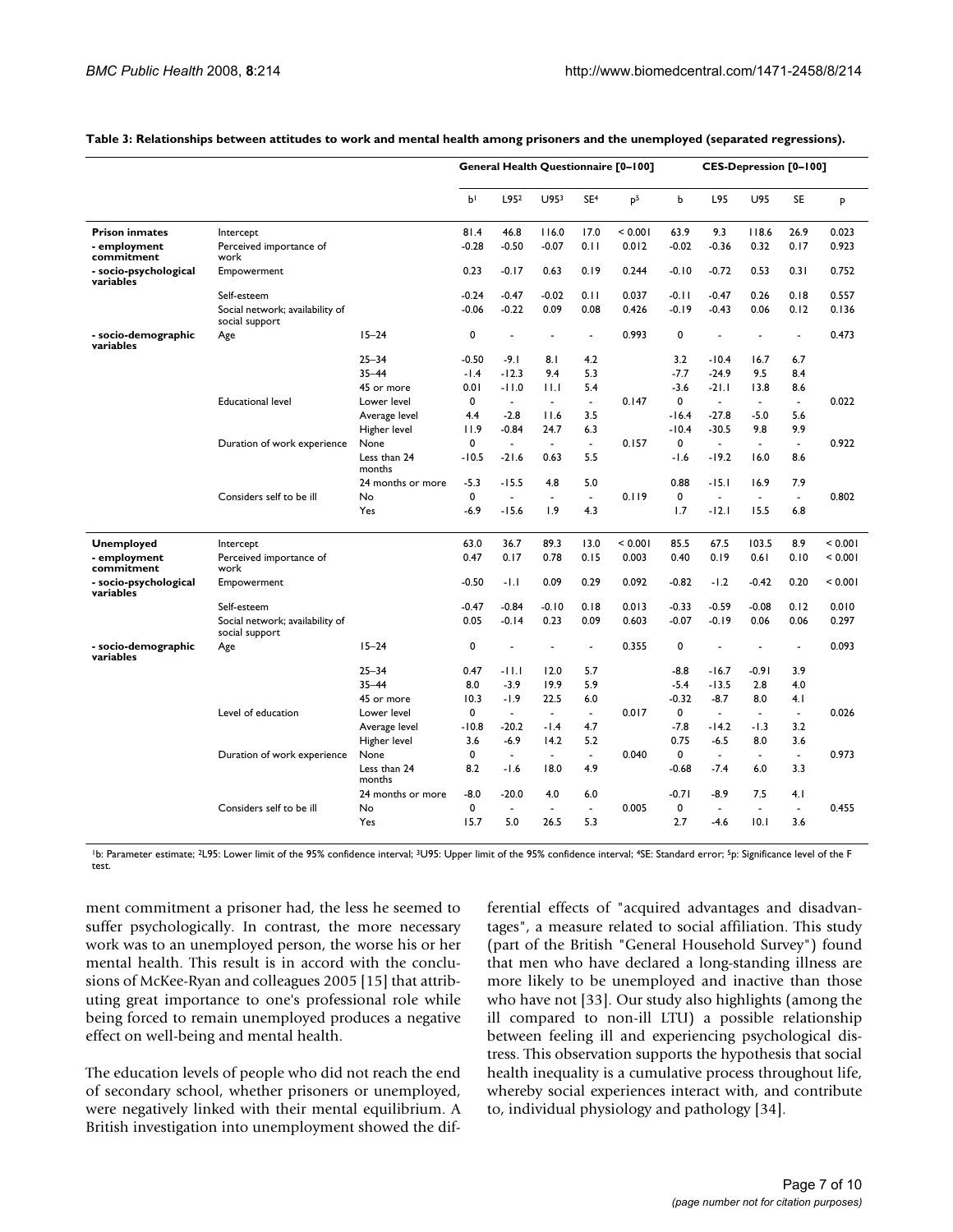**Table 3: Relationships between attitudes to work and mental health among prisoners and the unemployed (separated regressions).**

| | | | General Health Questionnaire [0–100] | | | | | CES-Depression [0–100] | | | | |
|---|---|---|---|---|---|---|---|---|---|---|---|---|
| | | | b[1] | L95[2] | U95[3] | SE[4] | p[5] | b | L95 | U95 | SE | p |
| **Prison inmates** | Intercept | | 81.4 | 46.8 | 116.0 | 17.0 | < 0.001 | 63.9 | 9.3 | 118.6 | 26.9 | 0.023 |
| **- employment commitment** | Perceived importance of work | | -0.28 | -0.50 | -0.07 | 0.11 | 0.012 | -0.02 | -0.36 | 0.32 | 0.17 | 0.923 |
| **- socio-psychological variables** | Empowerment | | 0.23 | -0.17 | 0.63 | 0.19 | 0.244 | -0.10 | -0.72 | 0.53 | 0.31 | 0.752 |
| | Self-esteem | | -0.24 | -0.47 | -0.02 | 0.11 | 0.037 | -0.11 | -0.47 | 0.26 | 0.18 | 0.557 |
| | Social network; availability of social support | | -0.06 | -0.22 | 0.09 | 0.08 | 0.426 | -0.19 | -0.43 | 0.06 | 0.12 | 0.136 |
| **- socio-demographic variables** | Age | 15–24 | 0 | - | - | - | 0.993 | 0 | - | - | - | 0.473 |
| | | 25–34 | -0.50 | -9.1 | 8.1 | 4.2 | | 3.2 | -10.4 | 16.7 | 6.7 | |
| | | 35–44 | -1.4 | -12.3 | 9.4 | 5.3 | | -7.7 | -24.9 | 9.5 | 8.4 | |
| | | 45 or more | 0.01 | -11.0 | 11.1 | 5.4 | | -3.6 | -21.1 | 13.8 | 8.6 | |
| | Educational level | Lower level | 0 | - | - | - | 0.147 | 0 | - | - | - | 0.022 |
| | | Average level | 4.4 | -2.8 | 11.6 | 3.5 | | -16.4 | -27.8 | -5.0 | 5.6 | |
| | | Higher level | 11.9 | -0.84 | 24.7 | 6.3 | | -10.4 | -30.5 | 9.8 | 9.9 | |
| | Duration of work experience | None | 0 | - | - | - | 0.157 | 0 | - | - | - | 0.922 |
| | | Less than 24 months | -10.5 | -21.6 | 0.63 | 5.5 | | -1.6 | -19.2 | 16.0 | 8.6 | |
| | | 24 months or more | -5.3 | -15.5 | 4.8 | 5.0 | | 0.88 | -15.1 | 16.9 | 7.9 | |
| | Considers self to be ill | No | 0 | - | - | - | 0.119 | 0 | - | - | - | 0.802 |
| | | Yes | -6.9 | -15.6 | 1.9 | 4.3 | | 1.7 | -12.1 | 15.5 | 6.8 | |
| **Unemployed** | Intercept | | 63.0 | 36.7 | 89.3 | 13.0 | < 0.001 | 85.5 | 67.5 | 103.5 | 8.9 | < 0.001 |
| **- employment commitment** | Perceived importance of work | | 0.47 | 0.17 | 0.78 | 0.15 | 0.003 | 0.40 | 0.19 | 0.61 | 0.10 | < 0.001 |
| **- socio-psychological variables** | Empowerment | | -0.50 | -1.1 | 0.09 | 0.29 | 0.092 | -0.82 | -1.2 | -0.42 | 0.20 | < 0.001 |
| | Self-esteem | | -0.47 | -0.84 | -0.10 | 0.18 | 0.013 | -0.33 | -0.59 | -0.08 | 0.12 | 0.010 |
| | Social network; availability of social support | | 0.05 | -0.14 | 0.23 | 0.09 | 0.603 | -0.07 | -0.19 | 0.06 | 0.06 | 0.297 |
| **- socio-demographic variables** | Age | 15–24 | 0 | - | - | - | 0.355 | 0 | - | - | - | 0.093 |
| | | 25–34 | 0.47 | -11.1 | 12.0 | 5.7 | | -8.8 | -16.7 | -0.91 | 3.9 | |
| | | 35–44 | 8.0 | -3.9 | 19.9 | 5.9 | | -5.4 | -13.5 | 2.8 | 4.0 | |
| | | 45 or more | 10.3 | -1.9 | 22.5 | 6.0 | | -0.32 | -8.7 | 8.0 | 4.1 | |
| | Level of education | Lower level | 0 | - | - | - | 0.017 | 0 | - | - | - | 0.026 |
| | | Average level | -10.8 | -20.2 | -1.4 | 4.7 | | -7.8 | -14.2 | -1.3 | 3.2 | |
| | | Higher level | 3.6 | -6.9 | 14.2 | 5.2 | | 0.75 | -6.5 | 8.0 | 3.6 | |
| | Duration of work experience | None | 0 | - | - | - | 0.040 | 0 | - | - | - | 0.973 |
| | | Less than 24 months | 8.2 | -1.6 | 18.0 | 4.9 | | -0.68 | -7.4 | 6.0 | 3.3 | |
| | | 24 months or more | -8.0 | -20.0 | 4.0 | 6.0 | | -0.71 | -8.9 | 7.5 | 4.1 | |
| | Considers self to be ill | No | 0 | - | - | - | 0.005 | 0 | - | - | - | 0.455 |
| | | Yes | 15.7 | 5.0 | 26.5 | 5.3 | | 2.7 | -4.6 | 10.1 | 3.6 | |

[1]b: Parameter estimate; [2]L95: Lower limit of the 95% confidence interval; [3]U95: Upper limit of the 95% confidence interval; [4]SE: Standard error; [5]p: Significance level of the F test.

ment commitment a prisoner had, the less he seemed to suffer psychologically. In contrast, the more necessary work was to an unemployed person, the worse his or her mental health. This result is in accord with the conclusions of McKee-Ryan and colleagues 2005 [15] that attributing great importance to one's professional role while being forced to remain unemployed produces a negative effect on well-being and mental health.

The education levels of people who did not reach the end of secondary school, whether prisoners or unemployed, were negatively linked with their mental equilibrium. A British investigation into unemployment showed the differential effects of "acquired advantages and disadvantages", a measure related to social affiliation. This study (part of the British "General Household Survey") found that men who have declared a long-standing illness are more likely to be unemployed and inactive than those who have not [33]. Our study also highlights (among the ill compared to non-ill LTU) a possible relationship between feeling ill and experiencing psychological distress. This observation supports the hypothesis that social health inequality is a cumulative process throughout life, whereby social experiences interact with, and contribute to, individual physiology and pathology [34].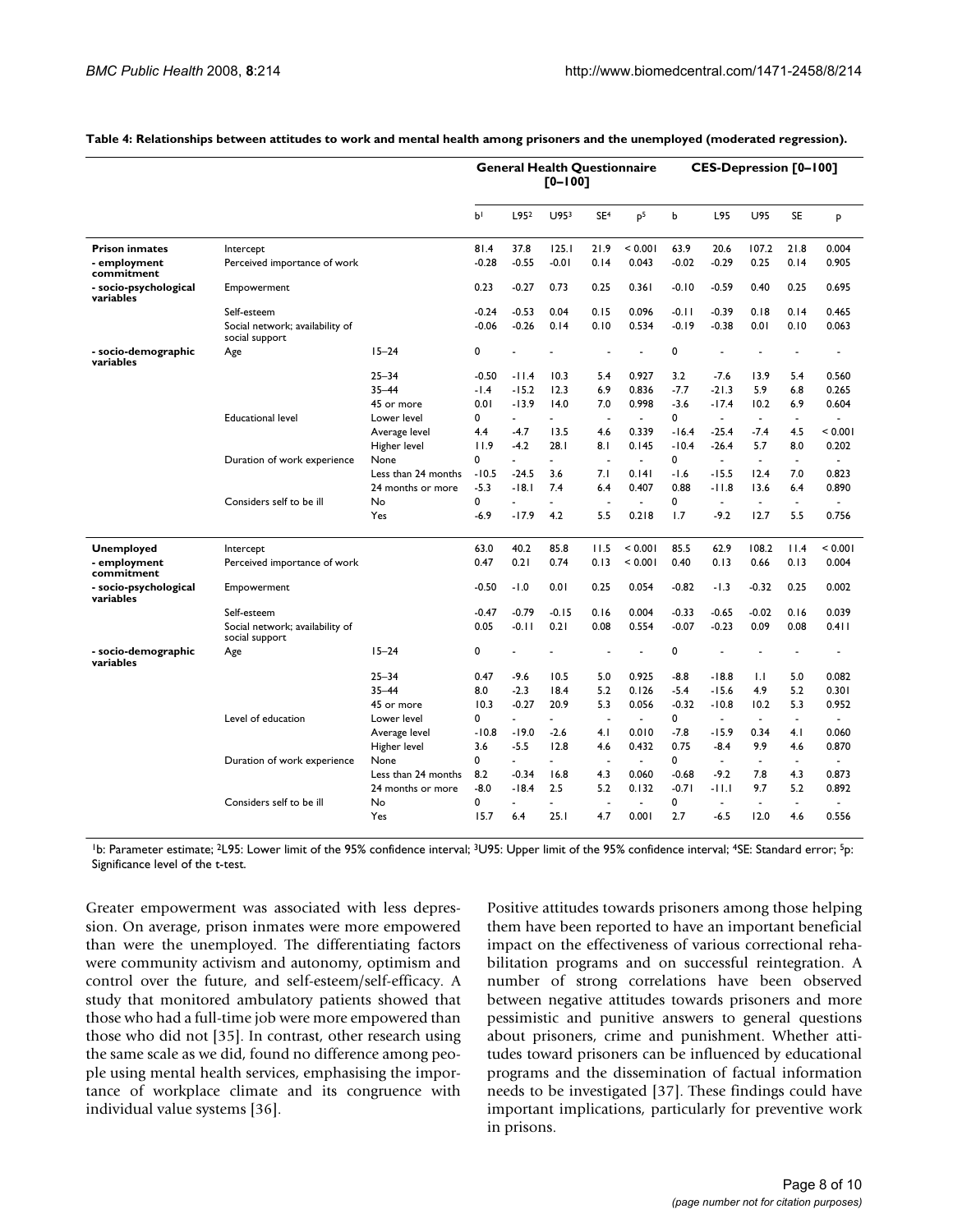**Table 4: Relationships between attitudes to work and mental health among prisoners and the unemployed (moderated regression).**

| | | | General Health Questionnaire [0–100] | | | | | CES-Depression [0–100] | | | | |
|---|---|---|---|---|---|---|---|---|---|---|---|---|
| | | | b[1] | L95[2] | U95[3] | SE[4] | p[5] | b | L95 | U95 | SE | p |
| **Prison inmates** | Intercept | | 81.4 | 37.8 | 125.1 | 21.9 | < 0.001 | 63.9 | 20.6 | 107.2 | 21.8 | 0.004 |
| **- employment commitment** | Perceived importance of work | | -0.28 | -0.55 | -0.01 | 0.14 | 0.043 | -0.02 | -0.29 | 0.25 | 0.14 | 0.905 |
| **- socio-psychological variables** | Empowerment | | 0.23 | -0.27 | 0.73 | 0.25 | 0.361 | -0.10 | -0.59 | 0.40 | 0.25 | 0.695 |
| | Self-esteem | | -0.24 | -0.53 | 0.04 | 0.15 | 0.096 | -0.11 | -0.39 | 0.18 | 0.14 | 0.465 |
| | Social network; availability of social support | | -0.06 | -0.26 | 0.14 | 0.10 | 0.534 | -0.19 | -0.38 | 0.01 | 0.10 | 0.063 |
| **- socio-demographic variables** | Age | 15–24 | 0 | - | - | - | - | 0 | - | - | - | - |
| | | 25–34 | -0.50 | -11.4 | 10.3 | 5.4 | 0.927 | 3.2 | -7.6 | 13.9 | 5.4 | 0.560 |
| | | 35–44 | -1.4 | -15.2 | 12.3 | 6.9 | 0.836 | -7.7 | -21.3 | 5.9 | 6.8 | 0.265 |
| | | 45 or more | 0.01 | -13.9 | 14.0 | 7.0 | 0.998 | -3.6 | -17.4 | 10.2 | 6.9 | 0.604 |
| | Educational level | Lower level | 0 | - | - | - | - | 0 | - | - | - | - |
| | | Average level | 4.4 | -4.7 | 13.5 | 4.6 | 0.339 | -16.4 | -25.4 | -7.4 | 4.5 | < 0.001 |
| | | Higher level | 11.9 | -4.2 | 28.1 | 8.1 | 0.145 | -10.4 | -26.4 | 5.7 | 8.0 | 0.202 |
| | Duration of work experience | None | 0 | - | - | - | - | 0 | - | - | - | - |
| | | Less than 24 months | -10.5 | -24.5 | 3.6 | 7.1 | 0.141 | -1.6 | -15.5 | 12.4 | 7.0 | 0.823 |
| | | 24 months or more | -5.3 | -18.1 | 7.4 | 6.4 | 0.407 | 0.88 | -11.8 | 13.6 | 6.4 | 0.890 |
| | Considers self to be ill | No | 0 | - | - | - | - | 0 | - | - | - | - |
| | | Yes | -6.9 | -17.9 | 4.2 | 5.5 | 0.218 | 1.7 | -9.2 | 12.7 | 5.5 | 0.756 |
| **Unemployed** | Intercept | | 63.0 | 40.2 | 85.8 | 11.5 | < 0.001 | 85.5 | 62.9 | 108.2 | 11.4 | < 0.001 |
| **- employment commitment** | Perceived importance of work | | 0.47 | 0.21 | 0.74 | 0.13 | < 0.001 | 0.40 | 0.13 | 0.66 | 0.13 | 0.004 |
| **- socio-psychological variables** | Empowerment | | -0.50 | -1.0 | 0.01 | 0.25 | 0.054 | -0.82 | -1.3 | -0.32 | 0.25 | 0.002 |
| | Self-esteem | | -0.47 | -0.79 | -0.15 | 0.16 | 0.004 | -0.33 | -0.65 | -0.02 | 0.16 | 0.039 |
| | Social network; availability of social support | | 0.05 | -0.11 | 0.21 | 0.08 | 0.554 | -0.07 | -0.23 | 0.09 | 0.08 | 0.411 |
| **- socio-demographic variables** | Age | 15–24 | 0 | - | - | - | - | 0 | - | - | - | - |
| | | 25–34 | 0.47 | -9.6 | 10.5 | 5.0 | 0.925 | -8.8 | -18.8 | 1.1 | 5.0 | 0.082 |
| | | 35–44 | 8.0 | -2.3 | 18.4 | 5.2 | 0.126 | -5.4 | -15.6 | 4.9 | 5.2 | 0.301 |
| | | 45 or more | 10.3 | -0.27 | 20.9 | 5.3 | 0.056 | -0.32 | -10.8 | 10.2 | 5.3 | 0.952 |
| | Level of education | Lower level | 0 | - | - | - | - | 0 | - | - | - | - |
| | | Average level | -10.8 | -19.0 | -2.6 | 4.1 | 0.010 | -7.8 | -15.9 | 0.34 | 4.1 | 0.060 |
| | | Higher level | 3.6 | -5.5 | 12.8 | 4.6 | 0.432 | 0.75 | -8.4 | 9.9 | 4.6 | 0.870 |
| | Duration of work experience | None | 0 | - | - | - | - | 0 | - | - | - | - |
| | | Less than 24 months | 8.2 | -0.34 | 16.8 | 4.3 | 0.060 | -0.68 | -9.2 | 7.8 | 4.3 | 0.873 |
| | | 24 months or more | -8.0 | -18.4 | 2.5 | 5.2 | 0.132 | -0.71 | -11.1 | 9.7 | 5.2 | 0.892 |
| | Considers self to be ill | No | 0 | - | - | - | - | 0 | - | - | - | - |
| | | Yes | 15.7 | 6.4 | 25.1 | 4.7 | 0.001 | 2.7 | -6.5 | 12.0 | 4.6 | 0.556 |

[1]b: Parameter estimate; [2]L95: Lower limit of the 95% confidence interval; [3]U95: Upper limit of the 95% confidence interval; [4]SE: Standard error; [5]p: Significance level of the t-test.

Greater empowerment was associated with less depression. On average, prison inmates were more empowered than were the unemployed. The differentiating factors were community activism and autonomy, optimism and control over the future, and self-esteem/self-efficacy. A study that monitored ambulatory patients showed that those who had a full-time job were more empowered than those who did not [35]. In contrast, other research using the same scale as we did, found no difference among people using mental health services, emphasising the importance of workplace climate and its congruence with individual value systems [36].

Positive attitudes towards prisoners among those helping them have been reported to have an important beneficial impact on the effectiveness of various correctional rehabilitation programs and on successful reintegration. A number of strong correlations have been observed between negative attitudes towards prisoners and more pessimistic and punitive answers to general questions about prisoners, crime and punishment. Whether attitudes toward prisoners can be influenced by educational programs and the dissemination of factual information needs to be investigated [37]. These findings could have important implications, particularly for preventive work in prisons.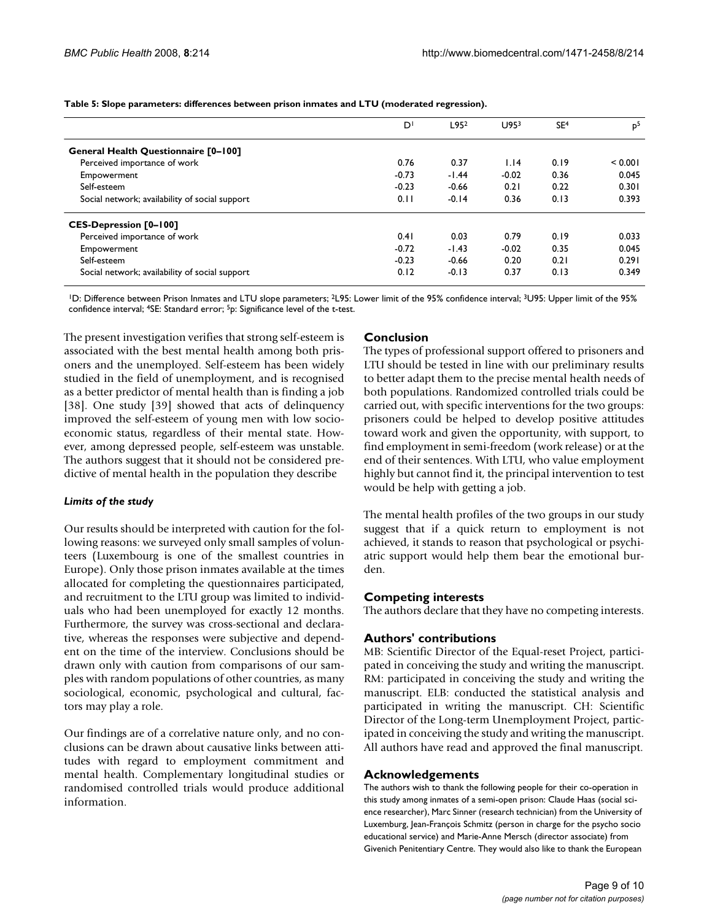**Table 5: Slope parameters: differences between prison inmates and LTU (moderated regression).**

| | D[1] | L95[2] | U95[3] | SE[4] | p[5] |
|---|---|---|---|---|---|
| **General Health Questionnaire [0–100]** | | | | | |
| Perceived importance of work | 0.76 | 0.37 | 1.14 | 0.19 | < 0.001 |
| Empowerment | -0.73 | -1.44 | -0.02 | 0.36 | 0.045 |
| Self-esteem | -0.23 | -0.66 | 0.21 | 0.22 | 0.301 |
| Social network; availability of social support | 0.11 | -0.14 | 0.36 | 0.13 | 0.393 |
| **CES-Depression [0–100]** | | | | | |
| Perceived importance of work | 0.41 | 0.03 | 0.79 | 0.19 | 0.033 |
| Empowerment | -0.72 | -1.43 | -0.02 | 0.35 | 0.045 |
| Self-esteem | -0.23 | -0.66 | 0.20 | 0.21 | 0.291 |
| Social network; availability of social support | 0.12 | -0.13 | 0.37 | 0.13 | 0.349 |

[1]D: Difference between Prison Inmates and LTU slope parameters; [2]L95: Lower limit of the 95% confidence interval; [3]U95: Upper limit of the 95% confidence interval; [4]SE: Standard error; [5]p: Significance level of the t-test.

The present investigation verifies that strong self-esteem is associated with the best mental health among both prisoners and the unemployed. Self-esteem has been widely studied in the field of unemployment, and is recognised as a better predictor of mental health than is finding a job [38]. One study [39] showed that acts of delinquency improved the self-esteem of young men with low socioeconomic status, regardless of their mental state. However, among depressed people, self-esteem was unstable. The authors suggest that it should not be considered predictive of mental health in the population they describe

### *Limits of the study*

Our results should be interpreted with caution for the following reasons: we surveyed only small samples of volunteers (Luxembourg is one of the smallest countries in Europe). Only those prison inmates available at the times allocated for completing the questionnaires participated, and recruitment to the LTU group was limited to individuals who had been unemployed for exactly 12 months. Furthermore, the survey was cross-sectional and declarative, whereas the responses were subjective and dependent on the time of the interview. Conclusions should be drawn only with caution from comparisons of our samples with random populations of other countries, as many sociological, economic, psychological and cultural, factors may play a role.

Our findings are of a correlative nature only, and no conclusions can be drawn about causative links between attitudes with regard to employment commitment and mental health. Complementary longitudinal studies or randomised controlled trials would produce additional information.

## Conclusion

The types of professional support offered to prisoners and LTU should be tested in line with our preliminary results to better adapt them to the precise mental health needs of both populations. Randomized controlled trials could be carried out, with specific interventions for the two groups: prisoners could be helped to develop positive attitudes toward work and given the opportunity, with support, to find employment in semi-freedom (work release) or at the end of their sentences. With LTU, who value employment highly but cannot find it, the principal intervention to test would be help with getting a job.

The mental health profiles of the two groups in our study suggest that if a quick return to employment is not achieved, it stands to reason that psychological or psychiatric support would help them bear the emotional burden.

## Competing interests

The authors declare that they have no competing interests.

## Authors' contributions

MB: Scientific Director of the Equal-reset Project, participated in conceiving the study and writing the manuscript. RM: participated in conceiving the study and writing the manuscript. ELB: conducted the statistical analysis and participated in writing the manuscript. CH: Scientific Director of the Long-term Unemployment Project, participated in conceiving the study and writing the manuscript. All authors have read and approved the final manuscript.

## Acknowledgements

The authors wish to thank the following people for their co-operation in this study among inmates of a semi-open prison: Claude Haas (social science researcher), Marc Sinner (research technician) from the University of Luxemburg, Jean-François Schmitz (person in charge for the psycho socio educational service) and Marie-Anne Mersch (director associate) from Givenich Penitentiary Centre. They would also like to thank the European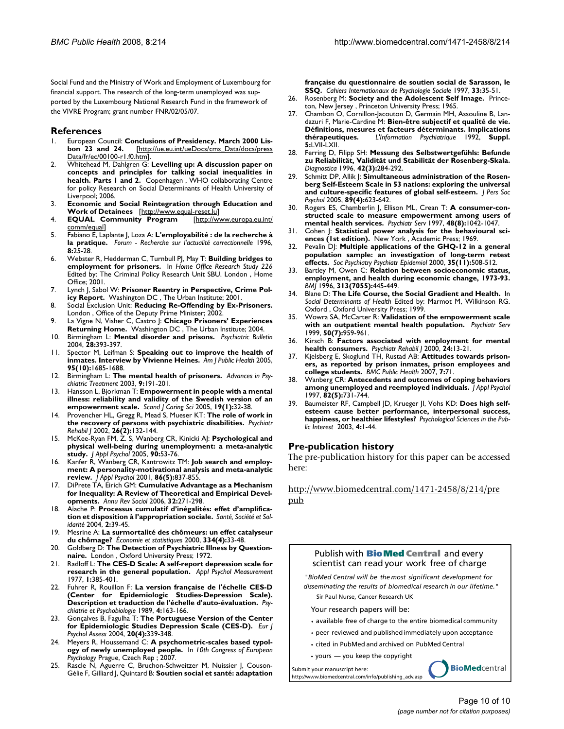Social Fund and the Ministry of Work and Employment of Luxembourg for financial support. The research of the long-term unemployed was supported by the Luxembourg National Research Fund in the framework of the VIVRE Program; grant number FNR/02/05/07.

## References

1. European Council: **Conclusions of Presidency. March 2000 Lisbon 23 and 24.** [http://ue.eu.int/ueDocs/cms_Data/docs/pressData/fr/ec/00100-r1.f0.htm].
2. Whitehead M, Dahlgren G: **Levelling up: A discussion paper on concepts and principles for talking social inequalities in health. Parts 1 and 2.** Copenhagen , WHO collaborating Centre for policy Research on Social Determinants of Health University of Liverpool; 2006.
3. **Economic and Social Reintegration through Education and Work of Detainees** [http://www.equal-reset.lu]
4. **EQUAL Community Program** [http://www.europa.eu.int/comm/equal]
5. Fabiano E, Laplante J, Loza A: **L'employabilité : de la recherche à la pratique.** *Forum - Recherche sur l'actualité correctionnelle* 1996, **8:**25-28.
6. Webster R, Hedderman C, Turnbull PJ, May T: **Building bridges to employment for prisoners.** In *Home Office Research Study 226* Edited by: The Criminal Policy Research Unit SBU. London , Home Office; 2001.
7. Lynch J, Sabol W: **Prisoner Reentry in Perspective, Crime Policy Report.** Washington DC , The Urban Institute; 2001.
8. Social Exclusion Unit: **Reducing Re-Offending by Ex-Prisoners.** London , Office of the Deputy Prime Minister; 2002.
9. La Vigne N, Visher C, Castro J: **Chicago Prisoners' Experiences Returning Home.** Washington DC , The Urban Institute; 2004.
10. Birmingham L: **Mental disorder and prisons.** *Psychiatric Bulletin* 2004, **28:**393-397.
11. Spector M, Leifman S: **Speaking out to improve the health of inmates. Interview by Vivienne Heines.** *Am J Public Health* 2005, **95(10):**1685-1688.
12. Birmingham L: **The mental health of prisoners.** *Advances in Psychiatric Treatment* 2003, **9:**191-201.
13. Hansson L, Bjorkman T: **Empowerment in people with a mental illness: reliability and validity of the Swedish version of an empowerment scale.** *Scand J Caring Sci* 2005, **19(1):**32-38.
14. Provencher HL, Gregg R, Mead S, Mueser KT: **The role of work in the recovery of persons with psychiatric disabilities.** *Psychiatr Rehabil J* 2002, **26(2):**132-144.
15. McKee-Ryan FM, Z. S, Wanberg CR, Kinicki AJ: **Psychological and physical well-being during unemployment: a meta-analytic study.** *J Appl Psychol* 2005, **90:**53-76.
16. Kanfer R, Wanberg CR, Kantrowitz TM: **Job search and employment: A personality-motivational analysis and meta-analytic review.** *J Appl Psychol* 2001, **86(5):**837-855.
17. DiPrete TA, Eirich GM: **Cumulative Advantage as a Mechanism for Inequality: A Review of Theoretical and Empirical Developments.** *Annu Rev Sociol* 2006, **32:**271-298.
18. Aïache P: **Processus cumulatif d'inégalités: effet d'amplification et disposition à l'appropriation sociale.** *Santé, Société et Solidarité* 2004, **2:**39-45.
19. Mesrine A: **La surmortalité des chômeurs: un effet catalyseur du chômage?** *Économie et statistiques* 2000, **334(4):**33-48.
20. Goldberg D: **The Detection of Psychiatric Illness by Questionnaire.** London , Oxford University Press; 1972.
21. Radloff L: **The CES-D Scale: A self-report depression scale for research in the general population.** *Appl Psychol Measurement* 1977, **1:**385-401.
22. Fuhrer R, Rouillon F: **La version française de l'échelle CES-D (Center for Epidemiologic Studies-Depression Scale). Description et traduction de l'échelle d'auto-évaluation.** *Psychiatrie et Psychobiologie* 1989, **4:**163-166.
23. Gonçalves B, Fagulha T: **The Portuguese Version of the Center for Epidemiologic Studies Depression Scale (CES-D).** *Eur J Psychol Assess* 2004, **20(4):**339-348.
24. Meyers R, Houssemand C: **A psychometric-scales based typology of newly unemployed people.** In *10th Congress of European Psychology* Prague, Czech Rep ; 2007.
25. Rascle N, Aguerre C, Bruchon-Schweitzer M, Nuissier J, Cousson-Gélie F, Gilliard J, Quintard B: **Soutien social et santé: adaptation française du questionnaire de soutien social de Sarasson, le SSQ.** *Cahiers Internationaux de Psychologie Sociale* 1997, **33:**35-51.
26. Rosenberg M: **Society and the Adolescent Self Image.** Princeton, New Jersey , Princeton University Press; 1965.
27. Chambon O, Cornillon-Jacouton D, Germain MH, Assouline B, Landazuri F, Marie-Cardine M: **Bien-être subjectif et qualité de vie. Définitions, mesures et facteurs déterminants. Implications thérapeutiques.** *L'Information Psychiatrique* 1992, **Suppl. 5:**LVII-LXII.
28. Ferring D, Filipp SH: **Messung des Selbstwertgefühls: Befunde zu Reliabilität, Validität und Stabilität der Rosenberg-Skala.** *Diagnostica* 1996, **42(3):**284-292.
29. Schmitt DP, Allik J: **Simultaneous administration of the Rosenberg Self-Esteem Scale in 53 nations: exploring the universal and culture-specific features of global self-esteem.** *J Pers Soc Psychol* 2005, **89(4):**623-642.
30. Rogers ES, Chamberlin J, Ellison ML, Crean T: **A consumer-constructed scale to measure empowerment among users of mental health services.** *Psychiatr Serv* 1997, **48(8):**1042-1047.
31. Cohen J: **Statistical power analysis for the behavioural sciences (1st edition).** New York , Academic Press; 1969.
32. Pevalin DJ: **Multiple applications of the GHQ-12 in a general population sample: an investigation of long-term retest effects.** *Soc Psychiatry Psychiatr Epidemiol* 2000, **35(11):**508-512.
33. Bartley M, Owen C: **Relation between socioeconomic status, employment, and health during economic change, 1973-93.** *BMJ* 1996, **313(7055):**445-449.
34. Blane D: **The Life Course, the Social Gradient and Health.** In *Social Determinants of Health* Edited by: Marmot M, Wilkinson RG. Oxford , Oxford University Press; 1999.
35. Wowra SA, McCarter R: **Validation of the empowerment scale with an outpatient mental health population.** *Psychiatr Serv* 1999, **50(7):**959-961.
36. Kirsch B: **Factors associated with employment for mental health consumers.** *Psychiatr Rehabil J* 2000, **24:**13-21.
37. Kjelsberg E, Skoglund TH, Rustad AB: **Attitudes towards prisoners, as reported by prison inmates, prison employees and college students.** *BMC Public Health* 2007, **7:**71.
38. Wanberg CR: **Antecedents and outcomes of coping behaviors among unemployed and reemployed individuals.** *J Appl Psychol* 1997, **82(5):**731-744.
39. Baumeister RF, Campbell JD, Krueger JI, Vohs KD: **Does high self-esteem cause better performance, interpersonal success, happiness, or healthier lifestyles?** *Psychological Sciences in the Public Interest* 2003, **4:**1-44.

## Pre-publication history

The pre-publication history for this paper can be accessed here:

http://www.biomedcentral.com/1471-2458/8/214/prepub

Publish with **BioMed Central** and every scientist can read your work free of charge

*"BioMed Central will be the most significant development for disseminating the results of biomedical research in our lifetime."*
Sir Paul Nurse, Cancer Research UK

Your research papers will be:

- available free of charge to the entire biomedical community
- peer reviewed and published immediately upon acceptance
- cited in PubMed and archived on PubMed Central
- yours — you keep the copyright

Submit your manuscript here:
http://www.biomedcentral.com/info/publishing_adv.asp

BioMedcentral